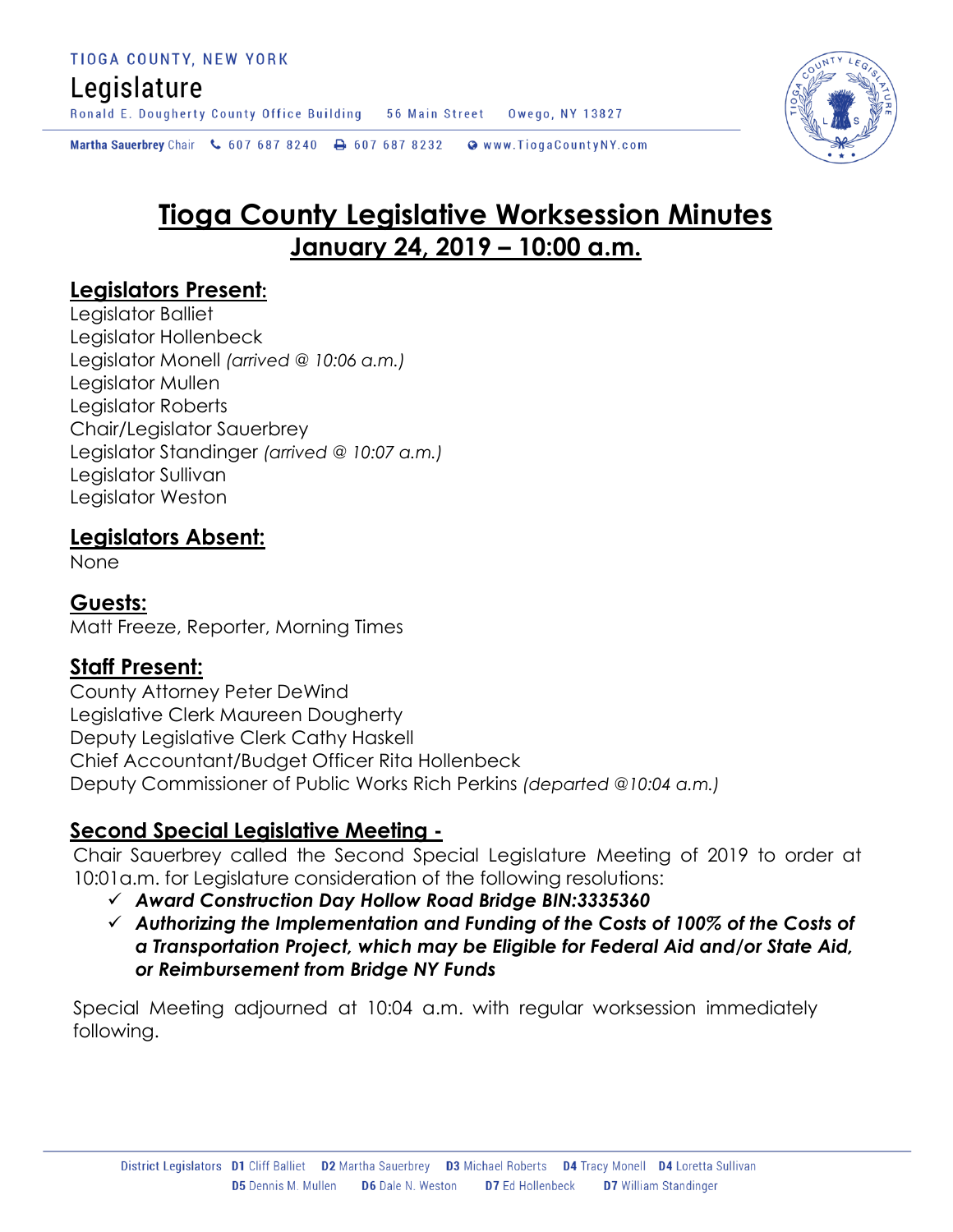TIOGA COUNTY, NEW YORK

Legislature

Ronald E. Dougherty County Office Building 56 Main Street Owego, NY 13827

Martha Sauerbrey Chair 607 687 8240 607 687 8232 www.TiogaCountyNY.com

# Tioga County Legislative Worksession Minutes

## January 24, 2019 – 10:00 a.m.

### Legislators Present:

Legislator Balliet
Legislator Hollenbeck
Legislator Monell *(arrived @ 10:06 a.m.)*
Legislator Mullen
Legislator Roberts
Chair/Legislator Sauerbrey
Legislator Standinger *(arrived @ 10:07 a.m.)*
Legislator Sullivan
Legislator Weston

### Legislators Absent:

None

### Guests:

Matt Freeze, Reporter, Morning Times

### Staff Present:

County Attorney Peter DeWind
Legislative Clerk Maureen Dougherty
Deputy Legislative Clerk Cathy Haskell
Chief Accountant/Budget Officer Rita Hollenbeck
Deputy Commissioner of Public Works Rich Perkins *(departed @10:04 a.m.)*

### Second Special Legislative Meeting -

Chair Sauerbrey called the Second Special Legislature Meeting of 2019 to order at 10:01a.m. for Legislature consideration of the following resolutions:

- ✓ ***Award Construction Day Hollow Road Bridge BIN:3335360***
- ✓ ***Authorizing the Implementation and Funding of the Costs of 100% of the Costs of a Transportation Project, which may be Eligible for Federal Aid and/or State Aid, or Reimbursement from Bridge NY Funds***

Special Meeting adjourned at 10:04 a.m. with regular worksession immediately following.

District Legislators **D1** Cliff Balliet **D2** Martha Sauerbrey **D3** Michael Roberts **D4** Tracy Monell **D4** Loretta Sullivan **D5** Dennis M. Mullen **D6** Dale N. Weston **D7** Ed Hollenbeck **D7** William Standinger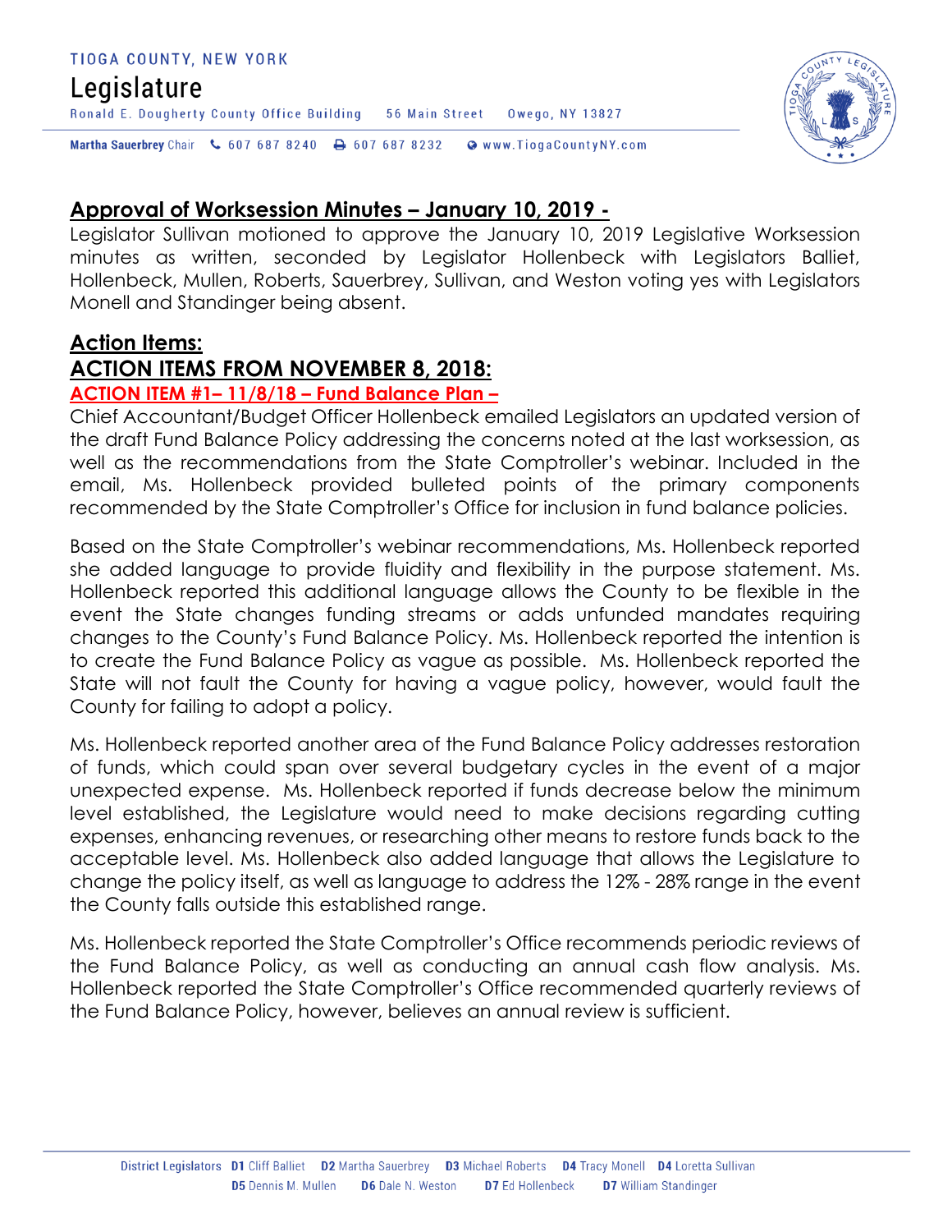## Approval of Worksession Minutes – January 10, 2019 -

Legislator Sullivan motioned to approve the January 10, 2019 Legislative Worksession minutes as written, seconded by Legislator Hollenbeck with Legislators Balliet, Hollenbeck, Mullen, Roberts, Sauerbrey, Sullivan, and Weston voting yes with Legislators Monell and Standinger being absent.

## Action Items:

## ACTION ITEMS FROM NOVEMBER 8, 2018:

### ACTION ITEM #1– 11/8/18 – Fund Balance Plan –

Chief Accountant/Budget Officer Hollenbeck emailed Legislators an updated version of the draft Fund Balance Policy addressing the concerns noted at the last worksession, as well as the recommendations from the State Comptroller's webinar. Included in the email, Ms. Hollenbeck provided bulleted points of the primary components recommended by the State Comptroller's Office for inclusion in fund balance policies.

Based on the State Comptroller's webinar recommendations, Ms. Hollenbeck reported she added language to provide fluidity and flexibility in the purpose statement. Ms. Hollenbeck reported this additional language allows the County to be flexible in the event the State changes funding streams or adds unfunded mandates requiring changes to the County's Fund Balance Policy. Ms. Hollenbeck reported the intention is to create the Fund Balance Policy as vague as possible. Ms. Hollenbeck reported the State will not fault the County for having a vague policy, however, would fault the County for failing to adopt a policy.

Ms. Hollenbeck reported another area of the Fund Balance Policy addresses restoration of funds, which could span over several budgetary cycles in the event of a major unexpected expense. Ms. Hollenbeck reported if funds decrease below the minimum level established, the Legislature would need to make decisions regarding cutting expenses, enhancing revenues, or researching other means to restore funds back to the acceptable level. Ms. Hollenbeck also added language that allows the Legislature to change the policy itself, as well as language to address the 12% - 28% range in the event the County falls outside this established range.

Ms. Hollenbeck reported the State Comptroller's Office recommends periodic reviews of the Fund Balance Policy, as well as conducting an annual cash flow analysis. Ms. Hollenbeck reported the State Comptroller's Office recommended quarterly reviews of the Fund Balance Policy, however, believes an annual review is sufficient.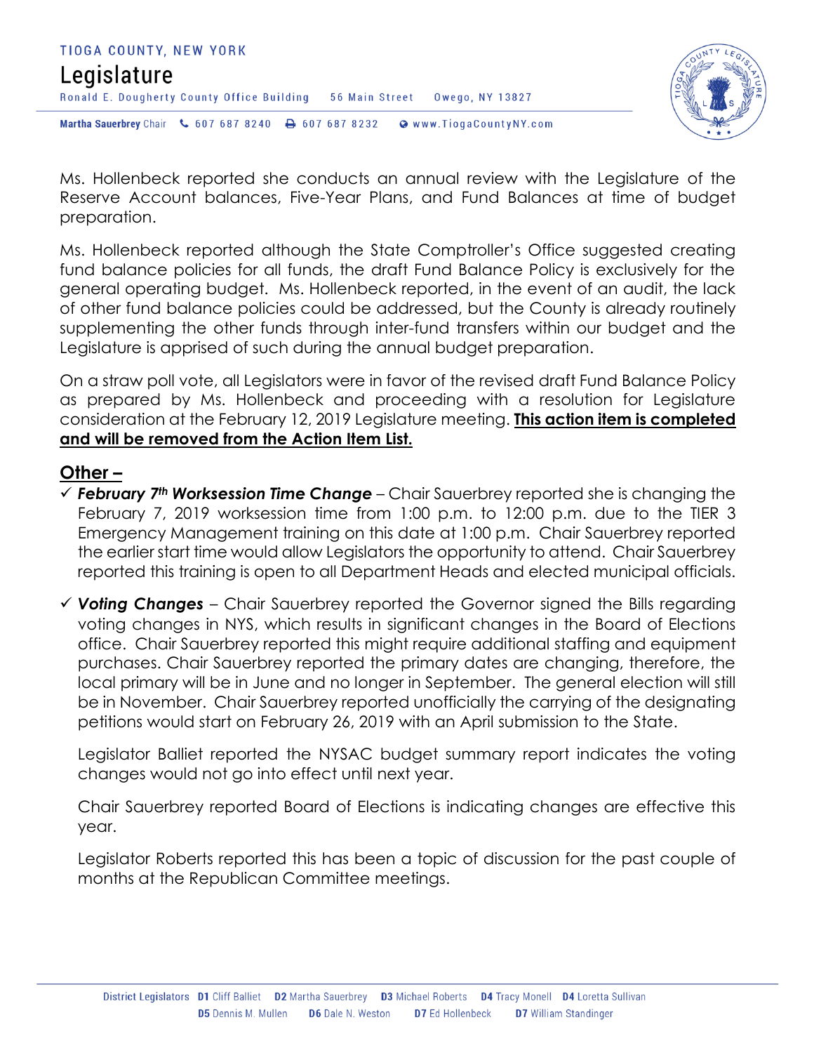Ms. Hollenbeck reported she conducts an annual review with the Legislature of the Reserve Account balances, Five-Year Plans, and Fund Balances at time of budget preparation.

Ms. Hollenbeck reported although the State Comptroller's Office suggested creating fund balance policies for all funds, the draft Fund Balance Policy is exclusively for the general operating budget. Ms. Hollenbeck reported, in the event of an audit, the lack of other fund balance policies could be addressed, but the County is already routinely supplementing the other funds through inter-fund transfers within our budget and the Legislature is apprised of such during the annual budget preparation.

On a straw poll vote, all Legislators were in favor of the revised draft Fund Balance Policy as prepared by Ms. Hollenbeck and proceeding with a resolution for Legislature consideration at the February 12, 2019 Legislature meeting. **<u>This action item is completed and will be removed from the Action Item List.</u>**

## <u>Other –</u>

- ✓ ***February 7th Worksession Time Change*** – Chair Sauerbrey reported she is changing the February 7, 2019 worksession time from 1:00 p.m. to 12:00 p.m. due to the TIER 3 Emergency Management training on this date at 1:00 p.m. Chair Sauerbrey reported the earlier start time would allow Legislators the opportunity to attend. Chair Sauerbrey reported this training is open to all Department Heads and elected municipal officials.

- ✓ ***Voting Changes*** – Chair Sauerbrey reported the Governor signed the Bills regarding voting changes in NYS, which results in significant changes in the Board of Elections office. Chair Sauerbrey reported this might require additional staffing and equipment purchases. Chair Sauerbrey reported the primary dates are changing, therefore, the local primary will be in June and no longer in September. The general election will still be in November. Chair Sauerbrey reported unofficially the carrying of the designating petitions would start on February 26, 2019 with an April submission to the State.

  Legislator Balliet reported the NYSAC budget summary report indicates the voting changes would not go into effect until next year.

  Chair Sauerbrey reported Board of Elections is indicating changes are effective this year.

  Legislator Roberts reported this has been a topic of discussion for the past couple of months at the Republican Committee meetings.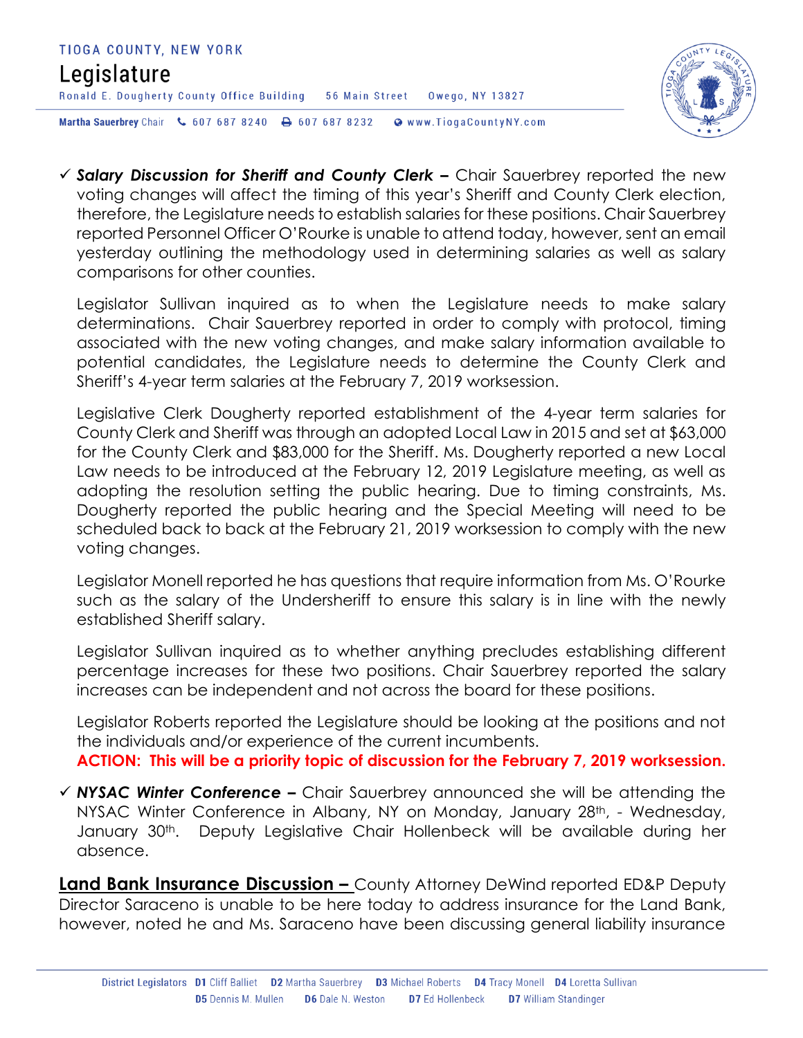- ✓ ***Salary Discussion for Sheriff and County Clerk –*** Chair Sauerbrey reported the new voting changes will affect the timing of this year's Sheriff and County Clerk election, therefore, the Legislature needs to establish salaries for these positions. Chair Sauerbrey reported Personnel Officer O'Rourke is unable to attend today, however, sent an email yesterday outlining the methodology used in determining salaries as well as salary comparisons for other counties.

  Legislator Sullivan inquired as to when the Legislature needs to make salary determinations. Chair Sauerbrey reported in order to comply with protocol, timing associated with the new voting changes, and make salary information available to potential candidates, the Legislature needs to determine the County Clerk and Sheriff's 4-year term salaries at the February 7, 2019 worksession.

  Legislative Clerk Dougherty reported establishment of the 4-year term salaries for County Clerk and Sheriff was through an adopted Local Law in 2015 and set at $63,000 for the County Clerk and $83,000 for the Sheriff. Ms. Dougherty reported a new Local Law needs to be introduced at the February 12, 2019 Legislature meeting, as well as adopting the resolution setting the public hearing. Due to timing constraints, Ms. Dougherty reported the public hearing and the Special Meeting will need to be scheduled back to back at the February 21, 2019 worksession to comply with the new voting changes.

  Legislator Monell reported he has questions that require information from Ms. O'Rourke such as the salary of the Undersheriff to ensure this salary is in line with the newly established Sheriff salary.

  Legislator Sullivan inquired as to whether anything precludes establishing different percentage increases for these two positions. Chair Sauerbrey reported the salary increases can be independent and not across the board for these positions.

  Legislator Roberts reported the Legislature should be looking at the positions and not the individuals and/or experience of the current incumbents.
  **ACTION: This will be a priority topic of discussion for the February 7, 2019 worksession.**

- ✓ ***NYSAC Winter Conference –*** Chair Sauerbrey announced she will be attending the NYSAC Winter Conference in Albany, NY on Monday, January 28th, - Wednesday, January 30th. Deputy Legislative Chair Hollenbeck will be available during her absence.

**Land Bank Insurance Discussion –** County Attorney DeWind reported ED&P Deputy Director Saraceno is unable to be here today to address insurance for the Land Bank, however, noted he and Ms. Saraceno have been discussing general liability insurance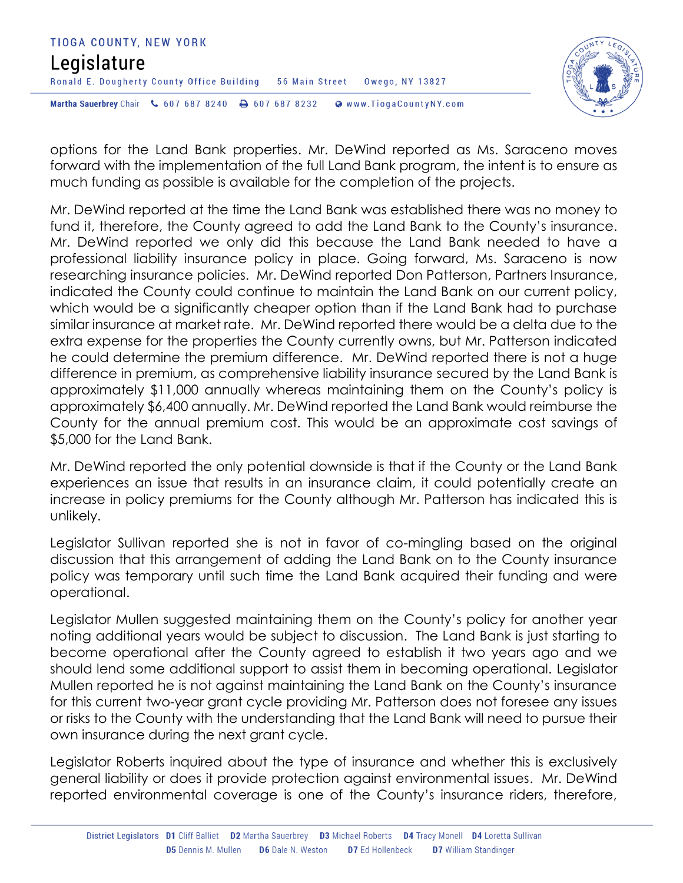options for the Land Bank properties. Mr. DeWind reported as Ms. Saraceno moves forward with the implementation of the full Land Bank program, the intent is to ensure as much funding as possible is available for the completion of the projects.

Mr. DeWind reported at the time the Land Bank was established there was no money to fund it, therefore, the County agreed to add the Land Bank to the County's insurance. Mr. DeWind reported we only did this because the Land Bank needed to have a professional liability insurance policy in place. Going forward, Ms. Saraceno is now researching insurance policies. Mr. DeWind reported Don Patterson, Partners Insurance, indicated the County could continue to maintain the Land Bank on our current policy, which would be a significantly cheaper option than if the Land Bank had to purchase similar insurance at market rate. Mr. DeWind reported there would be a delta due to the extra expense for the properties the County currently owns, but Mr. Patterson indicated he could determine the premium difference. Mr. DeWind reported there is not a huge difference in premium, as comprehensive liability insurance secured by the Land Bank is approximately $11,000 annually whereas maintaining them on the County's policy is approximately $6,400 annually. Mr. DeWind reported the Land Bank would reimburse the County for the annual premium cost. This would be an approximate cost savings of $5,000 for the Land Bank.

Mr. DeWind reported the only potential downside is that if the County or the Land Bank experiences an issue that results in an insurance claim, it could potentially create an increase in policy premiums for the County although Mr. Patterson has indicated this is unlikely.

Legislator Sullivan reported she is not in favor of co-mingling based on the original discussion that this arrangement of adding the Land Bank on to the County insurance policy was temporary until such time the Land Bank acquired their funding and were operational.

Legislator Mullen suggested maintaining them on the County's policy for another year noting additional years would be subject to discussion. The Land Bank is just starting to become operational after the County agreed to establish it two years ago and we should lend some additional support to assist them in becoming operational. Legislator Mullen reported he is not against maintaining the Land Bank on the County's insurance for this current two-year grant cycle providing Mr. Patterson does not foresee any issues or risks to the County with the understanding that the Land Bank will need to pursue their own insurance during the next grant cycle.

Legislator Roberts inquired about the type of insurance and whether this is exclusively general liability or does it provide protection against environmental issues. Mr. DeWind reported environmental coverage is one of the County's insurance riders, therefore,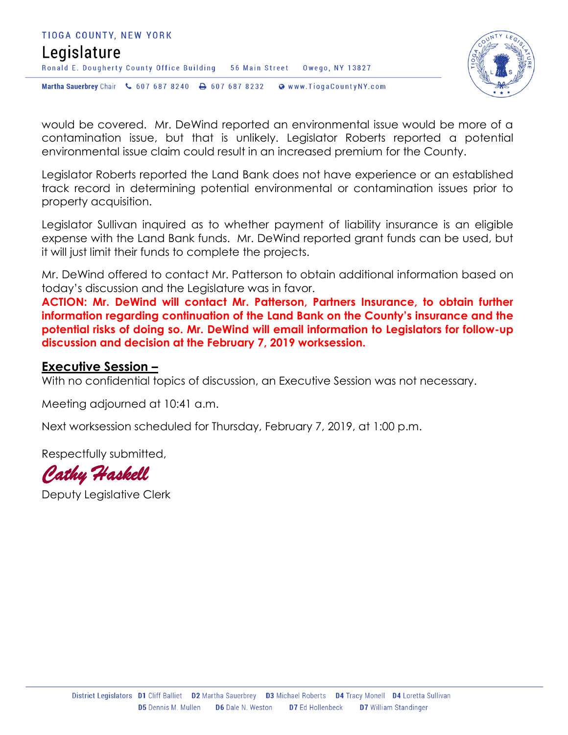would be covered. Mr. DeWind reported an environmental issue would be more of a contamination issue, but that is unlikely. Legislator Roberts reported a potential environmental issue claim could result in an increased premium for the County.

Legislator Roberts reported the Land Bank does not have experience or an established track record in determining potential environmental or contamination issues prior to property acquisition.

Legislator Sullivan inquired as to whether payment of liability insurance is an eligible expense with the Land Bank funds. Mr. DeWind reported grant funds can be used, but it will just limit their funds to complete the projects.

Mr. DeWind offered to contact Mr. Patterson to obtain additional information based on today's discussion and the Legislature was in favor.

**ACTION: Mr. DeWind will contact Mr. Patterson, Partners Insurance, to obtain further information regarding continuation of the Land Bank on the County's insurance and the potential risks of doing so. Mr. DeWind will email information to Legislators for follow-up discussion and decision at the February 7, 2019 worksession.**

**Executive Session –**

With no confidential topics of discussion, an Executive Session was not necessary.

Meeting adjourned at 10:41 a.m.

Next worksession scheduled for Thursday, February 7, 2019, at 1:00 p.m.

Respectfully submitted,

*Cathy Haskell*

Deputy Legislative Clerk